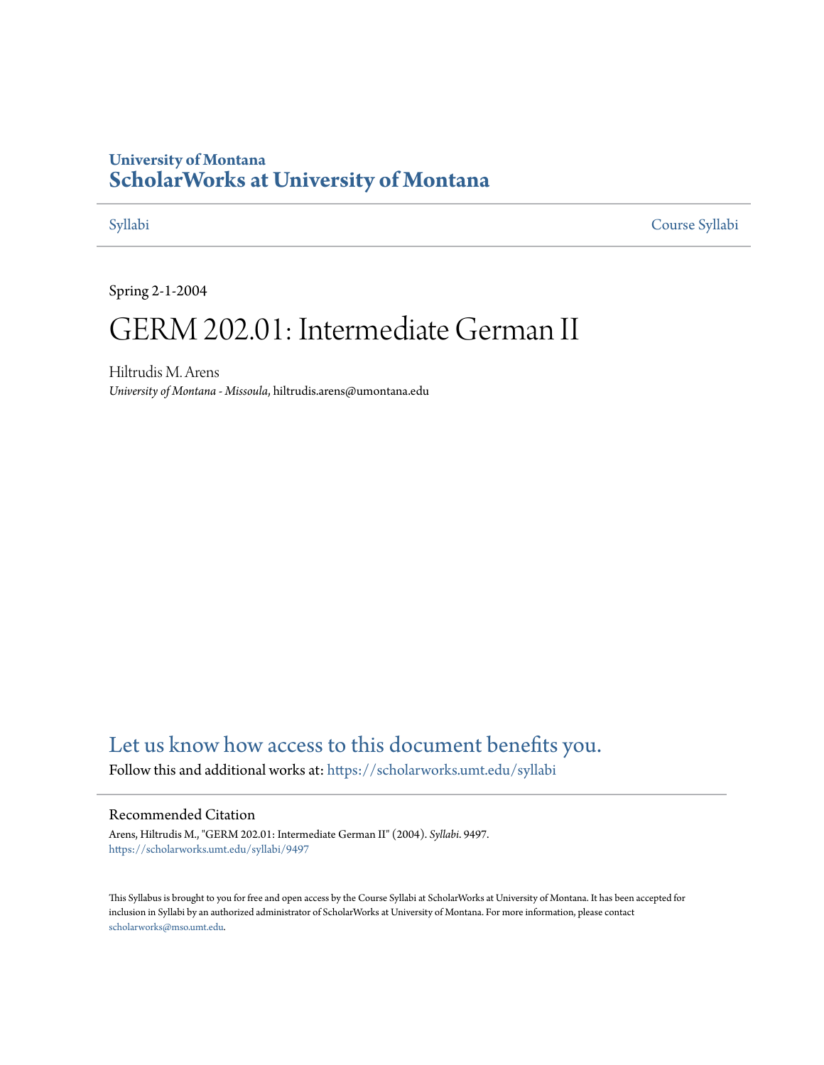University of Montana
# ScholarWorks at University of Montana

Syllabi | Course Syllabi

Spring 2-1-2004

# GERM 202.01: Intermediate German II

Hiltrudis M. Arens
*University of Montana - Missoula*, hiltrudis.arens@umontana.edu

Let us know how access to this document benefits you.

Follow this and additional works at: https://scholarworks.umt.edu/syllabi

## Recommended Citation

Arens, Hiltrudis M., "GERM 202.01: Intermediate German II" (2004). *Syllabi*. 9497.
https://scholarworks.umt.edu/syllabi/9497

This Syllabus is brought to you for free and open access by the Course Syllabi at ScholarWorks at University of Montana. It has been accepted for inclusion in Syllabi by an authorized administrator of ScholarWorks at University of Montana. For more information, please contact scholarworks@mso.umt.edu.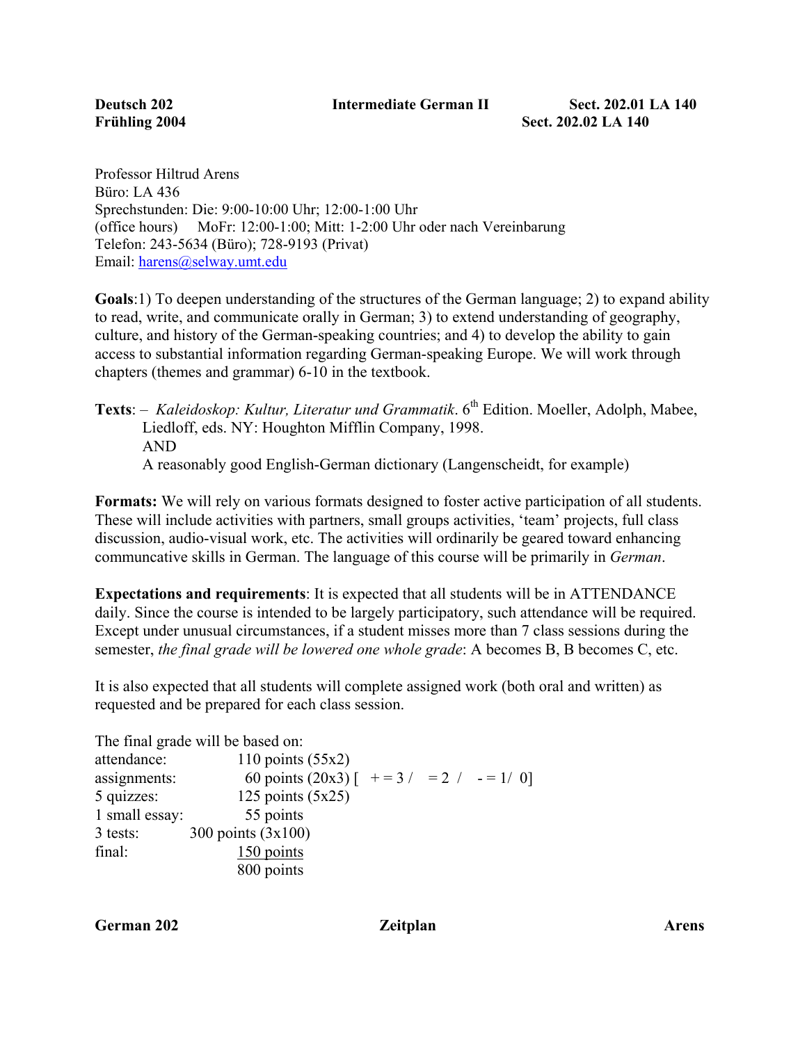**Deutsch 202** | **Intermediate German II** | **Sect. 202.01 LA 140**
**Frühling 2004** | | **Sect. 202.02 LA 140**

Professor Hiltrud Arens
Büro: LA 436
Sprechstunden: Die: 9:00-10:00 Uhr; 12:00-1:00 Uhr
(office hours) MoFr: 12:00-1:00; Mitt: 1-2:00 Uhr oder nach Vereinbarung
Telefon: 243-5634 (Büro); 728-9193 (Privat)
Email: harens@selway.umt.edu

**Goals**:1) To deepen understanding of the structures of the German language; 2) to expand ability to read, write, and communicate orally in German; 3) to extend understanding of geography, culture, and history of the German-speaking countries; and 4) to develop the ability to gain access to substantial information regarding German-speaking Europe. We will work through chapters (themes and grammar) 6-10 in the textbook.

**Texts**: – *Kaleidoskop: Kultur, Literatur und Grammatik*. 6th Edition. Moeller, Adolph, Mabee, Liedloff, eds. NY: Houghton Mifflin Company, 1998.
AND
A reasonably good English-German dictionary (Langenscheidt, for example)

**Formats:** We will rely on various formats designed to foster active participation of all students. These will include activities with partners, small groups activities, 'team' projects, full class discussion, audio-visual work, etc. The activities will ordinarily be geared toward enhancing communcative skills in German. The language of this course will be primarily in *German*.

**Expectations and requirements**: It is expected that all students will be in ATTENDANCE daily. Since the course is intended to be largely participatory, such attendance will be required. Except under unusual circumstances, if a student misses more than 7 class sessions during the semester, *the final grade will be lowered one whole grade*: A becomes B, B becomes C, etc.

It is also expected that all students will complete assigned work (both oral and written) as requested and be prepared for each class session.

The final grade will be based on:

| | |
|---|---|
| attendance: | 110 points (55x2) |
| assignments: | 60 points (20x3) [ + = 3 / = 2 / - = 1/ 0] |
| 5 quizzes: | 125 points (5x25) |
| 1 small essay: | 55 points |
| 3 tests: | 300 points (3x100) |
| final: | 150 points |
| | 800 points |

**German 202** | **Zeitplan** | **Arens**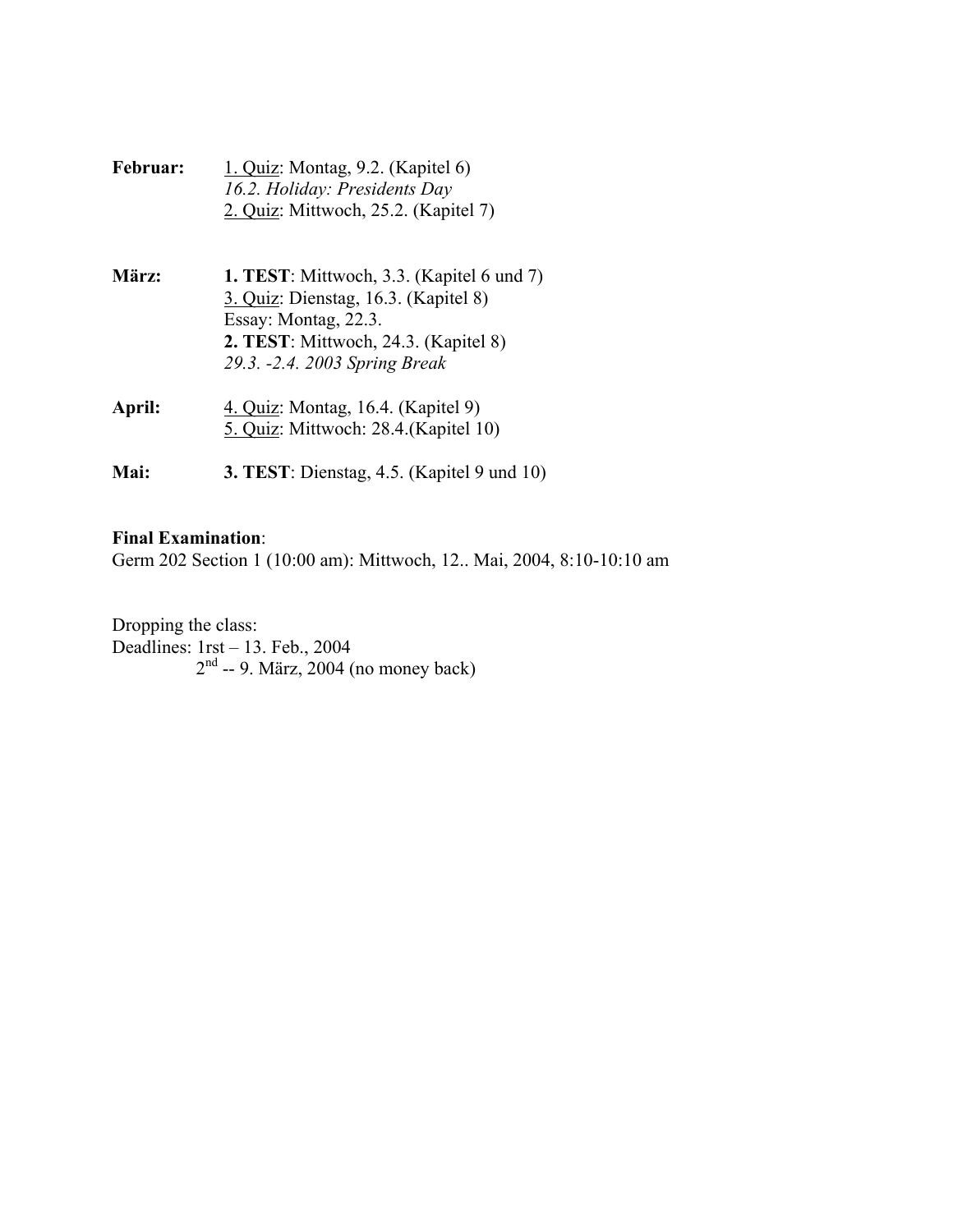**Februar:**

<u>1. Quiz</u>: Montag, 9.2. (Kapitel 6)
*16.2. Holiday: Presidents Day*
<u>2. Quiz</u>: Mittwoch, 25.2. (Kapitel 7)

**März:**

**1. TEST**: Mittwoch, 3.3. (Kapitel 6 und 7)
<u>3. Quiz</u>: Dienstag, 16.3. (Kapitel 8)
Essay: Montag, 22.3.
**2. TEST**: Mittwoch, 24.3. (Kapitel 8)
*29.3. -2.4. 2003 Spring Break*

**April:**

<u>4. Quiz</u>: Montag, 16.4. (Kapitel 9)
<u>5. Quiz</u>: Mittwoch: 28.4.(Kapitel 10)

**Mai:**

**3. TEST**: Dienstag, 4.5. (Kapitel 9 und 10)

**Final Examination**:
Germ 202 Section 1 (10:00 am): Mittwoch, 12.. Mai, 2004, 8:10-10:10 am

Dropping the class:
Deadlines: 1rst – 13. Feb., 2004
2nd -- 9. März, 2004 (no money back)